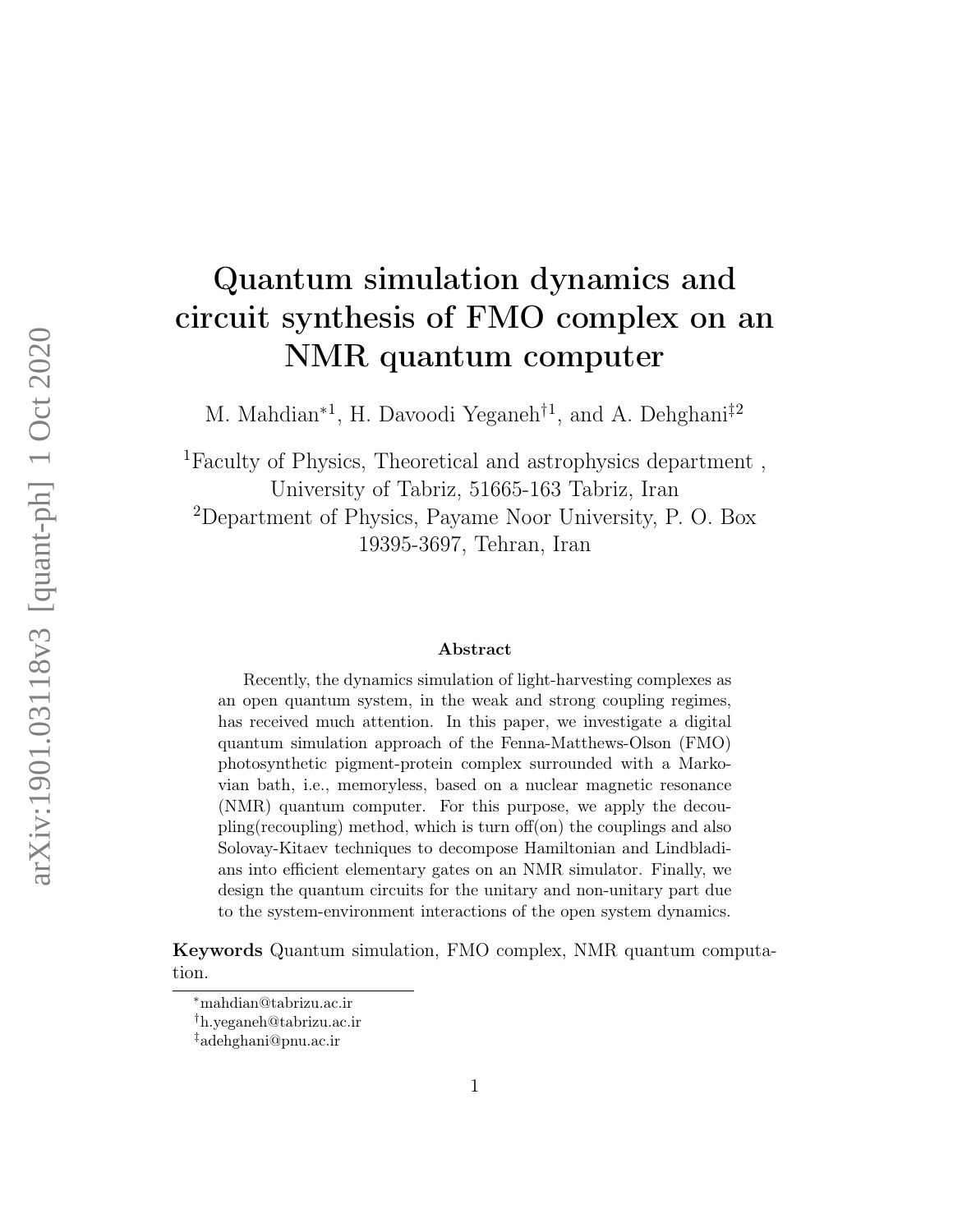# Quantum simulation dynamics and circuit synthesis of FMO complex on an NMR quantum computer

M. Mahdian[*1], H. Davoodi Yeganeh[†1], and A. Dehghani[‡2]

[1]Faculty of Physics, Theoretical and astrophysics department , University of Tabriz, 51665-163 Tabriz, Iran

[2]Department of Physics, Payame Noor University, P. O. Box 19395-3697, Tehran, Iran

### Abstract

Recently, the dynamics simulation of light-harvesting complexes as an open quantum system, in the weak and strong coupling regimes, has received much attention. In this paper, we investigate a digital quantum simulation approach of the Fenna-Matthews-Olson (FMO) photosynthetic pigment-protein complex surrounded with a Markovian bath, i.e., memoryless, based on a nuclear magnetic resonance (NMR) quantum computer. For this purpose, we apply the decoupling(recoupling) method, which is turn off(on) the couplings and also Solovay-Kitaev techniques to decompose Hamiltonian and Lindbladians into efficient elementary gates on an NMR simulator. Finally, we design the quantum circuits for the unitary and non-unitary part due to the system-environment interactions of the open system dynamics.

**Keywords** Quantum simulation, FMO complex, NMR quantum computation.

---

[*]mahdian@tabrizu.ac.ir

[†]h.yeganeh@tabrizu.ac.ir

[‡]adehghani@pnu.ac.ir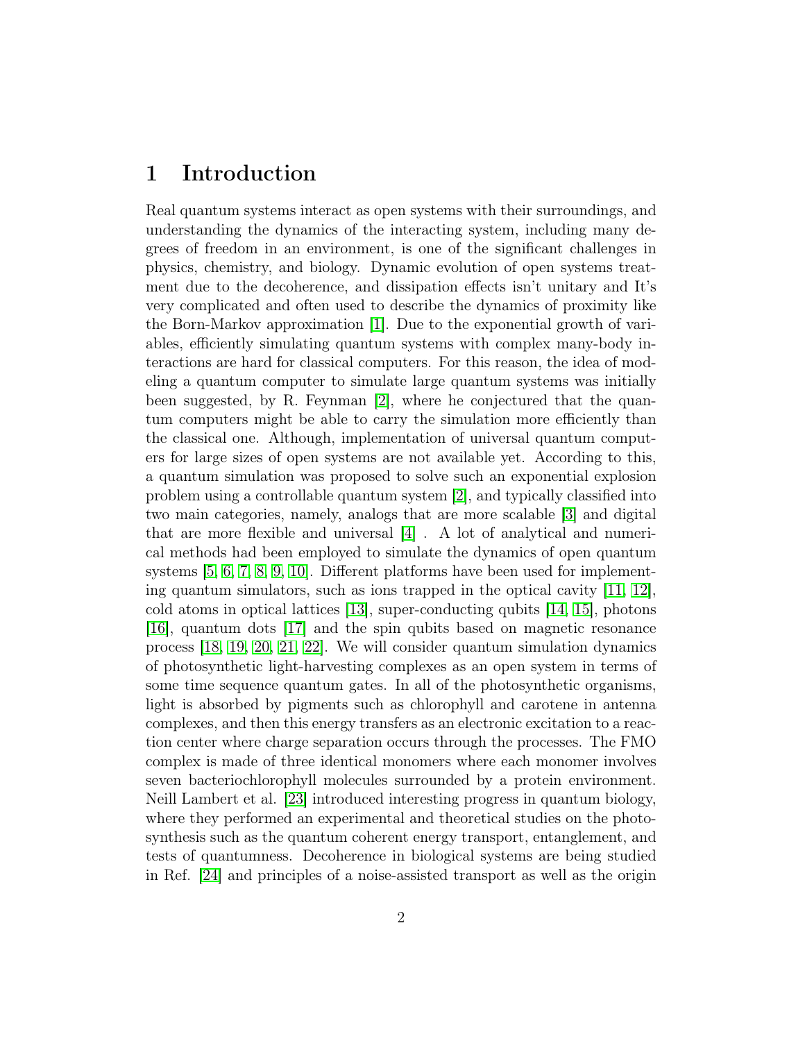# 1 Introduction

Real quantum systems interact as open systems with their surroundings, and understanding the dynamics of the interacting system, including many degrees of freedom in an environment, is one of the significant challenges in physics, chemistry, and biology. Dynamic evolution of open systems treatment due to the decoherence, and dissipation effects isn't unitary and It's very complicated and often used to describe the dynamics of proximity like the Born-Markov approximation [1]. Due to the exponential growth of variables, efficiently simulating quantum systems with complex many-body interactions are hard for classical computers. For this reason, the idea of modeling a quantum computer to simulate large quantum systems was initially been suggested, by R. Feynman [2], where he conjectured that the quantum computers might be able to carry the simulation more efficiently than the classical one. Although, implementation of universal quantum computers for large sizes of open systems are not available yet. According to this, a quantum simulation was proposed to solve such an exponential explosion problem using a controllable quantum system [2], and typically classified into two main categories, namely, analogs that are more scalable [3] and digital that are more flexible and universal [4] . A lot of analytical and numerical methods had been employed to simulate the dynamics of open quantum systems [5, 6, 7, 8, 9, 10]. Different platforms have been used for implementing quantum simulators, such as ions trapped in the optical cavity [11, 12], cold atoms in optical lattices [13], super-conducting qubits [14, 15], photons [16], quantum dots [17] and the spin qubits based on magnetic resonance process [18, 19, 20, 21, 22]. We will consider quantum simulation dynamics of photosynthetic light-harvesting complexes as an open system in terms of some time sequence quantum gates. In all of the photosynthetic organisms, light is absorbed by pigments such as chlorophyll and carotene in antenna complexes, and then this energy transfers as an electronic excitation to a reaction center where charge separation occurs through the processes. The FMO complex is made of three identical monomers where each monomer involves seven bacteriochlorophyll molecules surrounded by a protein environment. Neill Lambert et al. [23] introduced interesting progress in quantum biology, where they performed an experimental and theoretical studies on the photosynthesis such as the quantum coherent energy transport, entanglement, and tests of quantumness. Decoherence in biological systems are being studied in Ref. [24] and principles of a noise-assisted transport as well as the origin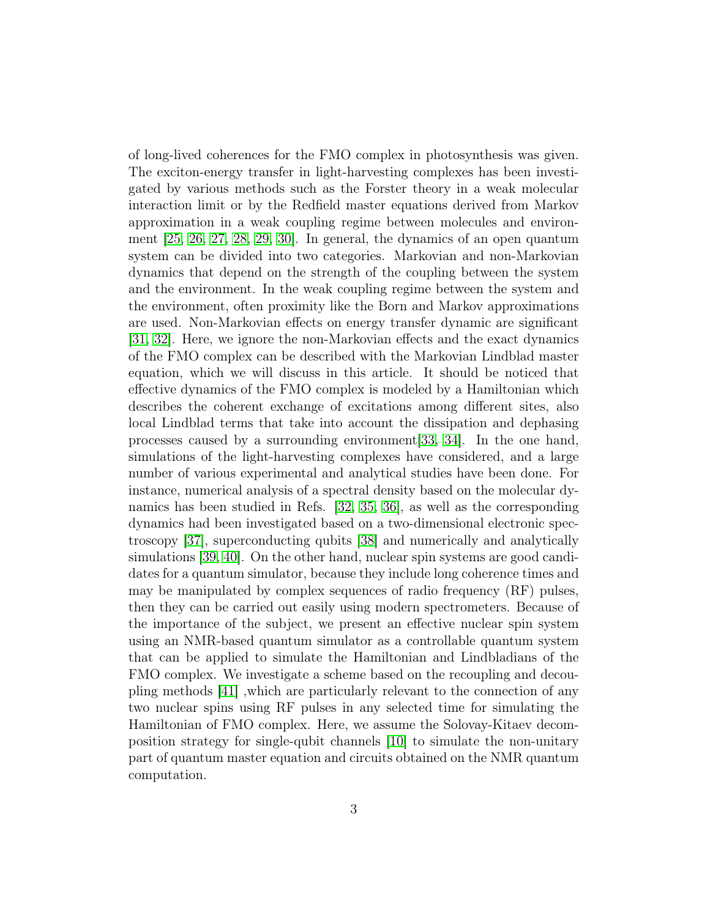of long-lived coherences for the FMO complex in photosynthesis was given. The exciton-energy transfer in light-harvesting complexes has been investigated by various methods such as the Forster theory in a weak molecular interaction limit or by the Redfield master equations derived from Markov approximation in a weak coupling regime between molecules and environment [25, 26, 27, 28, 29, 30]. In general, the dynamics of an open quantum system can be divided into two categories. Markovian and non-Markovian dynamics that depend on the strength of the coupling between the system and the environment. In the weak coupling regime between the system and the environment, often proximity like the Born and Markov approximations are used. Non-Markovian effects on energy transfer dynamic are significant [31, 32]. Here, we ignore the non-Markovian effects and the exact dynamics of the FMO complex can be described with the Markovian Lindblad master equation, which we will discuss in this article. It should be noticed that effective dynamics of the FMO complex is modeled by a Hamiltonian which describes the coherent exchange of excitations among different sites, also local Lindblad terms that take into account the dissipation and dephasing processes caused by a surrounding environment[33, 34]. In the one hand, simulations of the light-harvesting complexes have considered, and a large number of various experimental and analytical studies have been done. For instance, numerical analysis of a spectral density based on the molecular dynamics has been studied in Refs. [32, 35, 36], as well as the corresponding dynamics had been investigated based on a two-dimensional electronic spectroscopy [37], superconducting qubits [38] and numerically and analytically simulations [39, 40]. On the other hand, nuclear spin systems are good candidates for a quantum simulator, because they include long coherence times and may be manipulated by complex sequences of radio frequency (RF) pulses, then they can be carried out easily using modern spectrometers. Because of the importance of the subject, we present an effective nuclear spin system using an NMR-based quantum simulator as a controllable quantum system that can be applied to simulate the Hamiltonian and Lindbladians of the FMO complex. We investigate a scheme based on the recoupling and decoupling methods [41] ,which are particularly relevant to the connection of any two nuclear spins using RF pulses in any selected time for simulating the Hamiltonian of FMO complex. Here, we assume the Solovay-Kitaev decomposition strategy for single-qubit channels [10] to simulate the non-unitary part of quantum master equation and circuits obtained on the NMR quantum computation.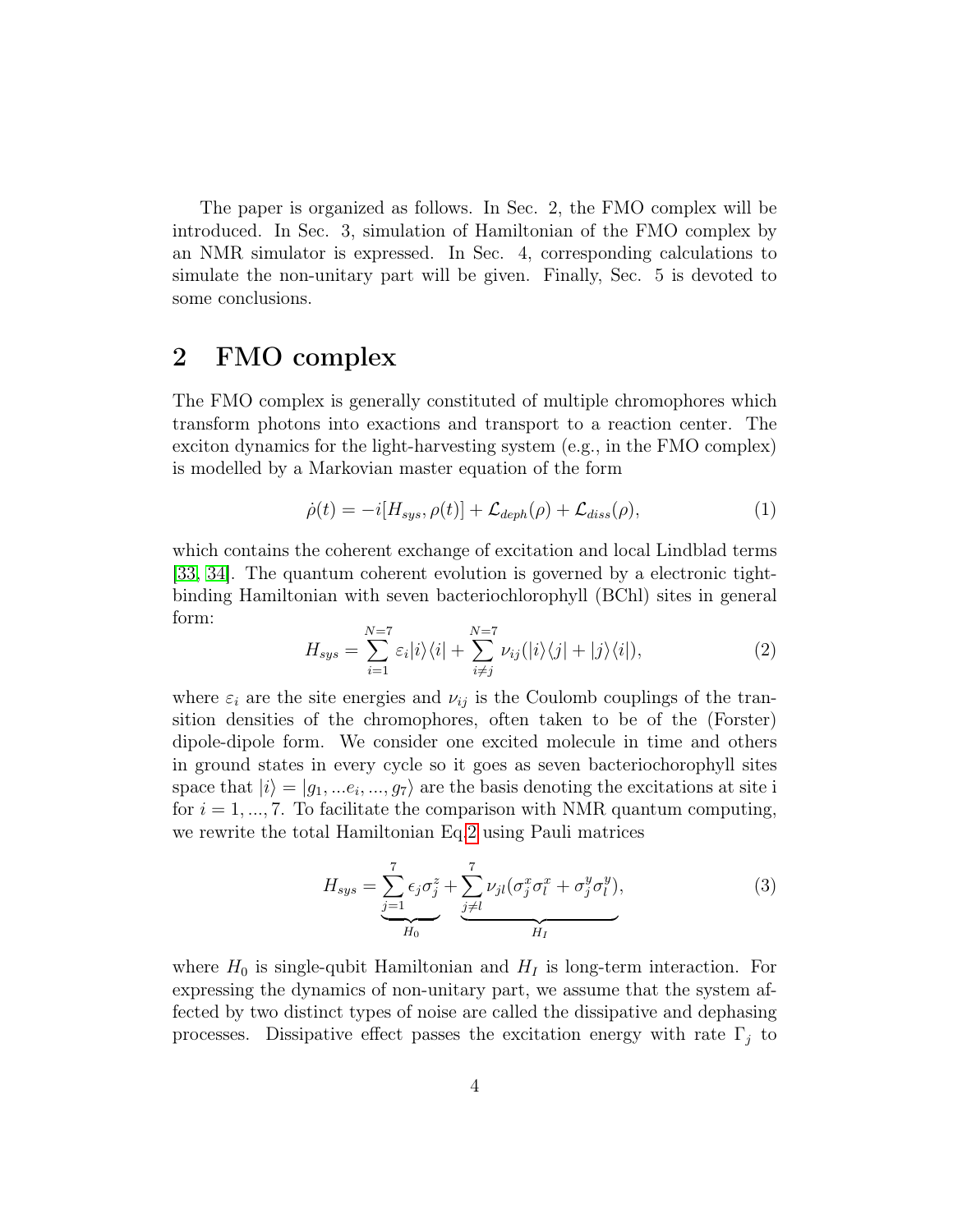The paper is organized as follows. In Sec. 2, the FMO complex will be introduced. In Sec. 3, simulation of Hamiltonian of the FMO complex by an NMR simulator is expressed. In Sec. 4, corresponding calculations to simulate the non-unitary part will be given. Finally, Sec. 5 is devoted to some conclusions.

## 2 FMO complex

The FMO complex is generally constituted of multiple chromophores which transform photons into exactions and transport to a reaction center. The exciton dynamics for the light-harvesting system (e.g., in the FMO complex) is modelled by a Markovian master equation of the form

$$\dot{\rho}(t) = -i[H_{sys}, \rho(t)] + \mathcal{L}_{deph}(\rho) + \mathcal{L}_{diss}(\rho), \tag{1}$$

which contains the coherent exchange of excitation and local Lindblad terms [33, 34]. The quantum coherent evolution is governed by a electronic tight-binding Hamiltonian with seven bacteriochlorophyll (BChl) sites in general form:

$$H_{sys} = \sum_{i=1}^{N=7} \varepsilon_i |i\rangle\langle i| + \sum_{i \neq j}^{N=7} \nu_{ij}(|i\rangle\langle j| + |j\rangle\langle i|), \tag{2}$$

where $\varepsilon_i$ are the site energies and $\nu_{ij}$ is the Coulomb couplings of the transition densities of the chromophores, often taken to be of the (Forster) dipole-dipole form. We consider one excited molecule in time and others in ground states in every cycle so it goes as seven bacteriochorophyll sites space that $|i\rangle = |g_1, ...e_i, ..., g_7\rangle$ are the basis denoting the excitations at site i for $i = 1, ..., 7$. To facilitate the comparison with NMR quantum computing, we rewrite the total Hamiltonian Eq.2 using Pauli matrices

$$H_{sys} = \underbrace{\sum_{j=1}^{7} \epsilon_j \sigma_j^z}_{H_0} + \underbrace{\sum_{j \neq l}^{7} \nu_{jl}(\sigma_j^x \sigma_l^x + \sigma_j^y \sigma_l^y)}_{H_I}, \tag{3}$$

where $H_0$ is single-qubit Hamiltonian and $H_I$ is long-term interaction. For expressing the dynamics of non-unitary part, we assume that the system affected by two distinct types of noise are called the dissipative and dephasing processes. Dissipative effect passes the excitation energy with rate $\Gamma_j$ to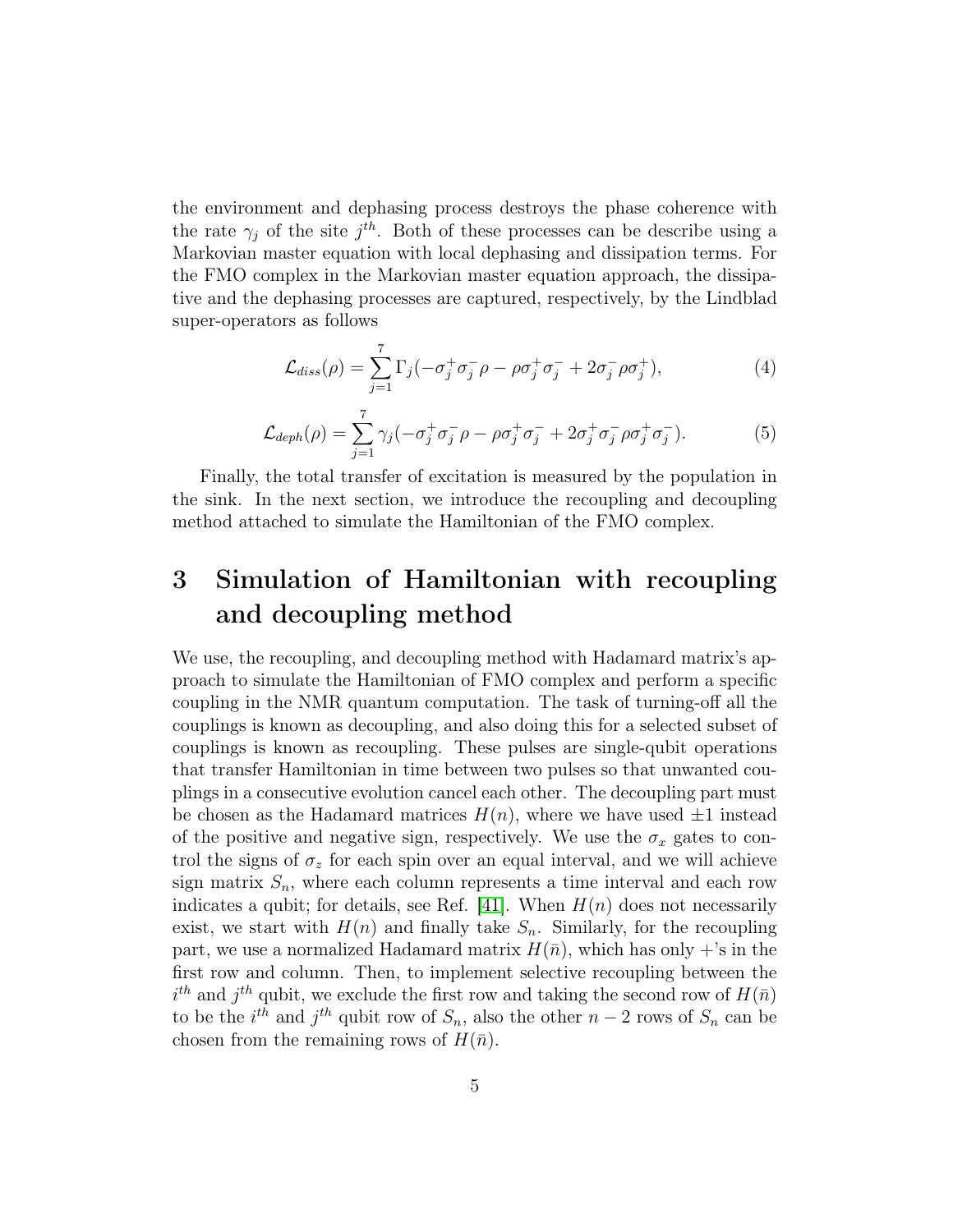the environment and dephasing process destroys the phase coherence with the rate $\gamma_j$ of the site $j^{th}$. Both of these processes can be describe using a Markovian master equation with local dephasing and dissipation terms. For the FMO complex in the Markovian master equation approach, the dissipative and the dephasing processes are captured, respectively, by the Lindblad super-operators as follows

$$\mathcal{L}_{diss}(\rho) = \sum_{j=1}^{7} \Gamma_j(-\sigma_j^{+}\sigma_j^{-}\rho - \rho\sigma_j^{+}\sigma_j^{-} + 2\sigma_j^{-}\rho\sigma_j^{+}), \tag{4}$$

$$\mathcal{L}_{deph}(\rho) = \sum_{j=1}^{7} \gamma_j(-\sigma_j^{+}\sigma_j^{-}\rho - \rho\sigma_j^{+}\sigma_j^{-} + 2\sigma_j^{+}\sigma_j^{-}\rho\sigma_j^{+}\sigma_j^{-}). \tag{5}$$

Finally, the total transfer of excitation is measured by the population in the sink. In the next section, we introduce the recoupling and decoupling method attached to simulate the Hamiltonian of the FMO complex.

# 3 Simulation of Hamiltonian with recoupling and decoupling method

We use, the recoupling, and decoupling method with Hadamard matrix's approach to simulate the Hamiltonian of FMO complex and perform a specific coupling in the NMR quantum computation. The task of turning-off all the couplings is known as decoupling, and also doing this for a selected subset of couplings is known as recoupling. These pulses are single-qubit operations that transfer Hamiltonian in time between two pulses so that unwanted couplings in a consecutive evolution cancel each other. The decoupling part must be chosen as the Hadamard matrices $H(n)$, where we have used $\pm 1$ instead of the positive and negative sign, respectively. We use the $\sigma_x$ gates to control the signs of $\sigma_z$ for each spin over an equal interval, and we will achieve sign matrix $S_n$, where each column represents a time interval and each row indicates a qubit; for details, see Ref. [41]. When $H(n)$ does not necessarily exist, we start with $H(n)$ and finally take $S_n$. Similarly, for the recoupling part, we use a normalized Hadamard matrix $H(\bar{n})$, which has only $+$'s in the first row and column. Then, to implement selective recoupling between the $i^{th}$ and $j^{th}$ qubit, we exclude the first row and taking the second row of $H(\bar{n})$ to be the $i^{th}$ and $j^{th}$ qubit row of $S_n$, also the other $n-2$ rows of $S_n$ can be chosen from the remaining rows of $H(\bar{n})$.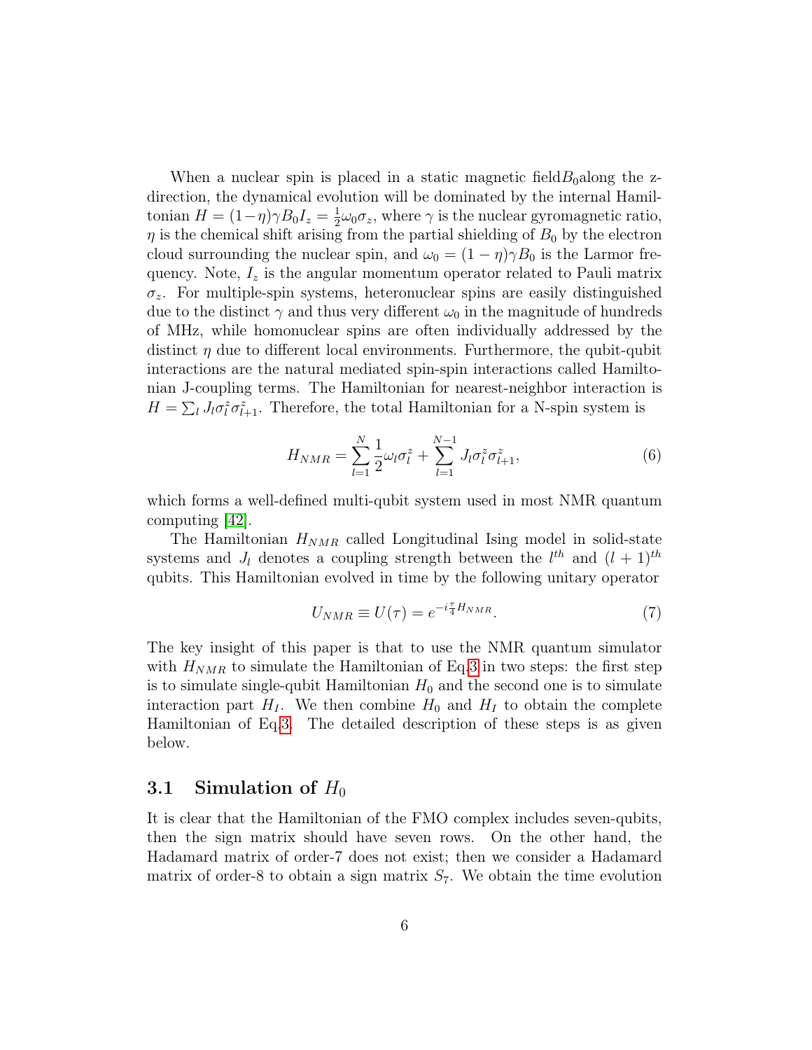When a nuclear spin is placed in a static magnetic field$B_0$along the z-direction, the dynamical evolution will be dominated by the internal Hamiltonian $H = (1-\eta)\gamma B_0 I_z = \frac{1}{2}\omega_0 \sigma_z$, where $\gamma$ is the nuclear gyromagnetic ratio, $\eta$ is the chemical shift arising from the partial shielding of $B_0$ by the electron cloud surrounding the nuclear spin, and $\omega_0 = (1-\eta)\gamma B_0$ is the Larmor frequency. Note, $I_z$ is the angular momentum operator related to Pauli matrix $\sigma_z$. For multiple-spin systems, heteronuclear spins are easily distinguished due to the distinct $\gamma$ and thus very different $\omega_0$ in the magnitude of hundreds of MHz, while homonuclear spins are often individually addressed by the distinct $\eta$ due to different local environments. Furthermore, the qubit-qubit interactions are the natural mediated spin-spin interactions called Hamiltonian J-coupling terms. The Hamiltonian for nearest-neighbor interaction is $H = \sum_l J_l \sigma_l^z \sigma_{l+1}^z$. Therefore, the total Hamiltonian for a N-spin system is

$$H_{NMR} = \sum_{l=1}^{N} \frac{1}{2}\omega_l \sigma_l^z + \sum_{l=1}^{N-1} J_l \sigma_l^z \sigma_{l+1}^z, \tag{6}$$

which forms a well-defined multi-qubit system used in most NMR quantum computing [42].

The Hamiltonian $H_{NMR}$ called Longitudinal Ising model in solid-state systems and $J_l$ denotes a coupling strength between the $l^{th}$ and $(l+1)^{th}$ qubits. This Hamiltonian evolved in time by the following unitary operator

$$U_{NMR} \equiv U(\tau) = e^{-i\frac{\tau}{4}H_{NMR}}. \tag{7}$$

The key insight of this paper is that to use the NMR quantum simulator with $H_{NMR}$ to simulate the Hamiltonian of Eq.3 in two steps: the first step is to simulate single-qubit Hamiltonian $H_0$ and the second one is to simulate interaction part $H_I$. We then combine $H_0$ and $H_I$ to obtain the complete Hamiltonian of Eq.3. The detailed description of these steps is as given below.

### 3.1 Simulation of $H_0$

It is clear that the Hamiltonian of the FMO complex includes seven-qubits, then the sign matrix should have seven rows. On the other hand, the Hadamard matrix of order-7 does not exist; then we consider a Hadamard matrix of order-8 to obtain a sign matrix $S_7$. We obtain the time evolution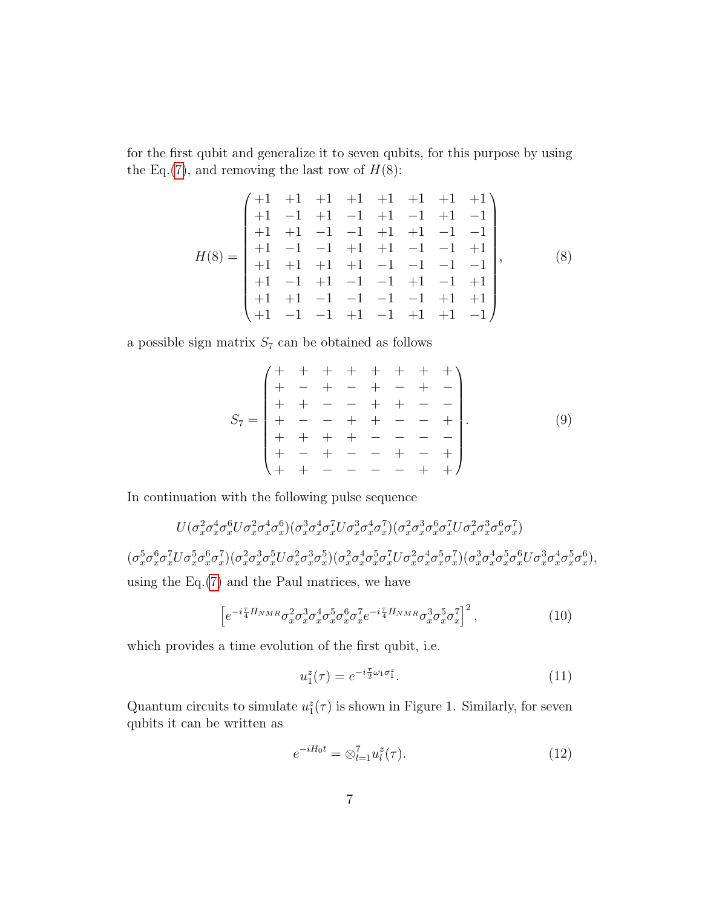for the first qubit and generalize it to seven qubits, for this purpose by using the Eq.(7), and removing the last row of $H(8)$:

$$
H(8) = \begin{pmatrix}
+1 & +1 & +1 & +1 & +1 & +1 & +1 & +1 \\
+1 & -1 & +1 & -1 & +1 & -1 & +1 & -1 \\
+1 & +1 & -1 & -1 & +1 & +1 & -1 & -1 \\
+1 & -1 & -1 & +1 & +1 & -1 & -1 & +1 \\
+1 & +1 & +1 & +1 & -1 & -1 & -1 & -1 \\
+1 & -1 & +1 & -1 & -1 & +1 & -1 & +1 \\
+1 & +1 & -1 & -1 & -1 & -1 & +1 & +1 \\
+1 & -1 & -1 & +1 & -1 & +1 & +1 & -1
\end{pmatrix}, \tag{8}
$$

a possible sign matrix $S_7$ can be obtained as follows

$$
S_7 = \begin{pmatrix}
+ & + & + & + & + & + & + & + \\
+ & - & + & - & + & - & + & - \\
+ & + & - & - & + & + & - & - \\
+ & - & - & + & + & - & - & + \\
+ & + & + & + & - & - & - & - \\
+ & - & + & - & - & + & - & + \\
+ & + & - & - & - & - & + & +
\end{pmatrix}. \tag{9}
$$

In continuation with the following pulse sequence

$$
U(\sigma_x^2\sigma_x^4\sigma_x^6 U \sigma_x^2\sigma_x^4\sigma_x^6)(\sigma_x^3\sigma_x^4\sigma_x^7 U \sigma_x^3\sigma_x^4\sigma_x^7)(\sigma_x^2\sigma_x^3\sigma_x^6\sigma_x^7 U \sigma_x^2\sigma_x^3\sigma_x^6\sigma_x^7)
$$

$$
(\sigma_x^5\sigma_x^6\sigma_x^7 U \sigma_x^5\sigma_x^6\sigma_x^7)(\sigma_x^2\sigma_x^3\sigma_x^5 U \sigma_x^2\sigma_x^3\sigma_x^5)(\sigma_x^2\sigma_x^4\sigma_x^5\sigma_x^7 U \sigma_x^2\sigma_x^4\sigma_x^5\sigma_x^7)(\sigma_x^3\sigma_x^4\sigma_x^5\sigma_x^6 U \sigma_x^3\sigma_x^4\sigma_x^5\sigma_x^6),
$$

using the Eq.(7) and the Paul matrices, we have

$$
\left[e^{-i\frac{\tau}{4}H_{NMR}}\sigma_x^2\sigma_x^3\sigma_x^4\sigma_x^5\sigma_x^6\sigma_x^7 e^{-i\frac{\tau}{4}H_{NMR}}\sigma_x^3\sigma_x^5\sigma_x^7\right]^2, \tag{10}
$$

which provides a time evolution of the first qubit, i.e.

$$
u_1^z(\tau) = e^{-i\frac{\tau}{2}\omega_1\sigma_1^z}. \tag{11}
$$

Quantum circuits to simulate $u_1^z(\tau)$ is shown in Figure 1. Similarly, for seven qubits it can be written as

$$
e^{-iH_0 t} = \otimes_{l=1}^{7} u_l^z(\tau). \tag{12}
$$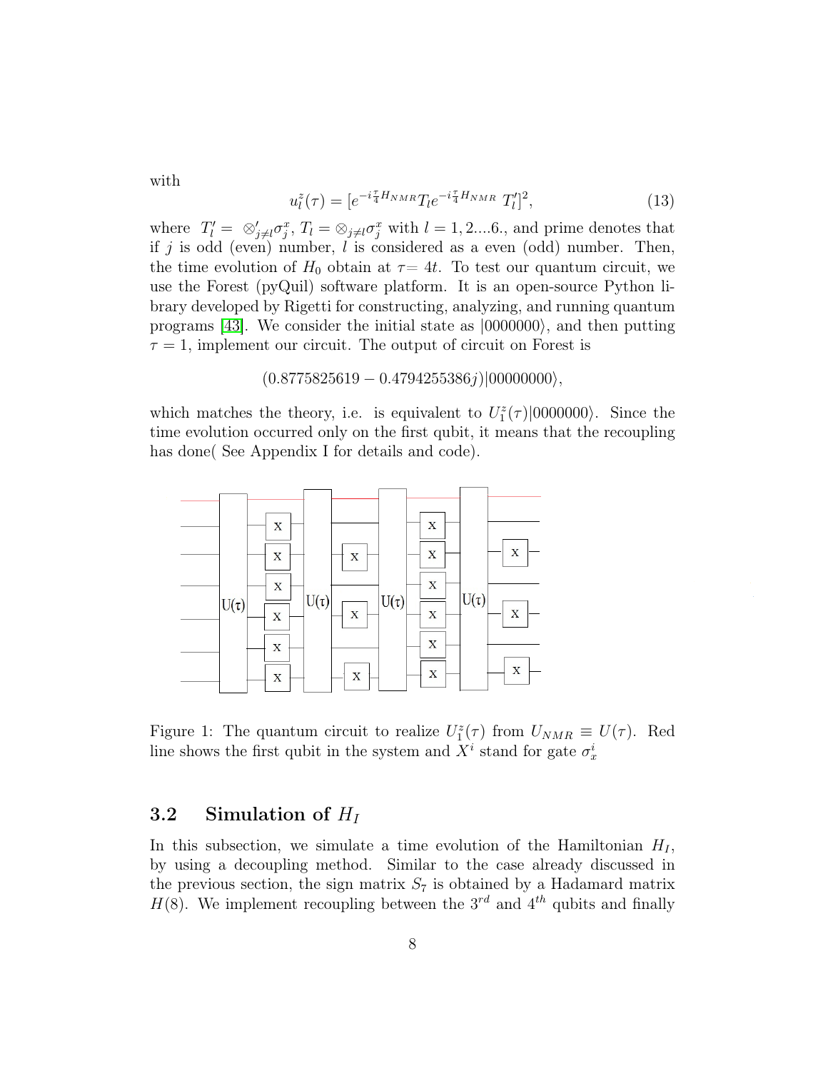with

$$u_l^z(\tau) = [e^{-i\frac{\tau}{4}H_{NMR}} T_l e^{-i\frac{\tau}{4}H_{NMR}} \, T_l']^2, \tag{13}$$

where $T_l' = \otimes_{j\neq l}' \sigma_j^x$, $T_l = \otimes_{j\neq l} \sigma_j^x$ with $l = 1, 2....6.$, and prime denotes that if $j$ is odd (even) number, $l$ is considered as a even (odd) number. Then, the time evolution of $H_0$ obtain at $\tau = 4t$. To test our quantum circuit, we use the Forest (pyQuil) software platform. It is an open-source Python library developed by Rigetti for constructing, analyzing, and running quantum programs [43]. We consider the initial state as $|0000000\rangle$, and then putting $\tau = 1$, implement our circuit. The output of circuit on Forest is

$$(0.8775825619 - 0.4794255386j)|00000000\rangle,$$

which matches the theory, i.e. is equivalent to $U_1^z(\tau)|0000000\rangle$. Since the time evolution occurred only on the first qubit, it means that the recoupling has done( See Appendix I for details and code).

Figure 1: The quantum circuit to realize $U_1^z(\tau)$ from $U_{NMR} \equiv U(\tau)$. Red line shows the first qubit in the system and $X^i$ stand for gate $\sigma_x^i$

### 3.2 Simulation of $H_I$

In this subsection, we simulate a time evolution of the Hamiltonian $H_I$, by using a decoupling method. Similar to the case already discussed in the previous section, the sign matrix $S_7$ is obtained by a Hadamard matrix $H(8)$. We implement recoupling between the $3^{rd}$ and $4^{th}$ qubits and finally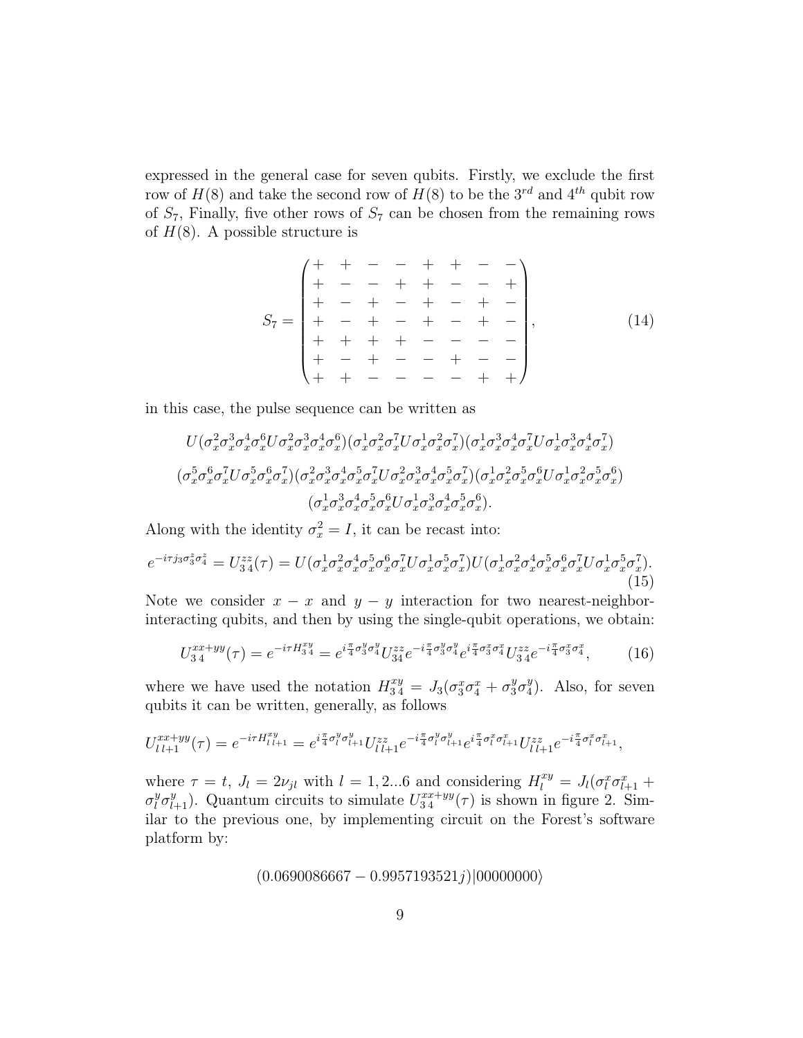expressed in the general case for seven qubits. Firstly, we exclude the first row of $H(8)$ and take the second row of $H(8)$ to be the $3^{rd}$ and $4^{th}$ qubit row of $S_7$, Finally, five other rows of $S_7$ can be chosen from the remaining rows of $H(8)$. A possible structure is

$$S_7 = \begin{pmatrix} + & + & - & - & + & + & - & - \\ + & - & - & + & + & - & - & + \\ + & - & + & - & + & - & + & - \\ + & - & + & - & + & - & + & - \\ + & + & + & + & - & - & - & - \\ + & - & + & - & - & + & - & - \\ + & + & - & - & - & - & + & + \end{pmatrix}, \tag{14}$$

in this case, the pulse sequence can be written as

$$U(\sigma_x^2\sigma_x^3\sigma_x^4\sigma_x^6 U \sigma_x^2\sigma_x^3\sigma_x^4\sigma_x^6)(\sigma_x^1\sigma_x^2\sigma_x^7 U \sigma_x^1\sigma_x^2\sigma_x^7)(\sigma_x^1\sigma_x^3\sigma_x^4\sigma_x^7 U \sigma_x^1\sigma_x^3\sigma_x^4\sigma_x^7)$$
$$(\sigma_x^5\sigma_x^6\sigma_x^7 U \sigma_x^5\sigma_x^6\sigma_x^7)(\sigma_x^2\sigma_x^3\sigma_x^4\sigma_x^5\sigma_x^7 U \sigma_x^2\sigma_x^3\sigma_x^4\sigma_x^5\sigma_x^7)(\sigma_x^1\sigma_x^2\sigma_x^5\sigma_x^6 U \sigma_x^1\sigma_x^2\sigma_x^5\sigma_x^6)$$
$$(\sigma_x^1\sigma_x^3\sigma_x^4\sigma_x^5\sigma_x^6 U \sigma_x^1\sigma_x^3\sigma_x^4\sigma_x^5\sigma_x^6).$$

Along with the identity $\sigma_x^2 = I$, it can be recast into:

$$e^{-i\tau j_3 \sigma_3^z \sigma_4^z} = U_{3\,4}^{zz}(\tau) = U(\sigma_x^1\sigma_x^2\sigma_x^4\sigma_x^5\sigma_x^6\sigma_x^7 U \sigma_x^1\sigma_x^5\sigma_x^7)U(\sigma_x^1\sigma_x^2\sigma_x^4\sigma_x^5\sigma_x^6\sigma_x^7 U \sigma_x^1\sigma_x^5\sigma_x^7). \tag{15}$$

Note we consider $x-x$ and $y-y$ interaction for two nearest-neighbor-interacting qubits, and then by using the single-qubit operations, we obtain:

$$U_{3\,4}^{xx+yy}(\tau) = e^{-i\tau H_{3\,4}^{xy}} = e^{i\frac{\pi}{4}\sigma_3^y\sigma_4^y} U_{34}^{zz} e^{-i\frac{\pi}{4}\sigma_3^y\sigma_4^y} e^{i\frac{\pi}{4}\sigma_3^x\sigma_4^x} U_{3\,4}^{zz} e^{-i\frac{\pi}{4}\sigma_3^x\sigma_4^x}, \tag{16}$$

where we have used the notation $H_{3\,4}^{xy} = J_3(\sigma_3^x\sigma_4^x + \sigma_3^y\sigma_4^y)$. Also, for seven qubits it can be written, generally, as follows

$$U_{l\,l+1}^{xx+yy}(\tau) = e^{-i\tau H_{l\,l+1}^{xy}} = e^{i\frac{\pi}{4}\sigma_l^y\sigma_{l+1}^y} U_{l\,l+1}^{zz} e^{-i\frac{\pi}{4}\sigma_l^y\sigma_{l+1}^y} e^{i\frac{\pi}{4}\sigma_l^x\sigma_{l+1}^x} U_{l\,l+1}^{zz} e^{-i\frac{\pi}{4}\sigma_l^x\sigma_{l+1}^x},$$

where $\tau = t$, $J_l = 2\nu_{jl}$ with $l = 1, 2...6$ and considering $H_l^{xy} = J_l(\sigma_l^x\sigma_{l+1}^x + \sigma_l^y\sigma_{l+1}^y)$. Quantum circuits to simulate $U_{3\,4}^{xx+yy}(\tau)$ is shown in figure 2. Similar to the previous one, by implementing circuit on the Forest's software platform by:

$$(0.0690086667 - 0.9957193521j)|00000000\rangle$$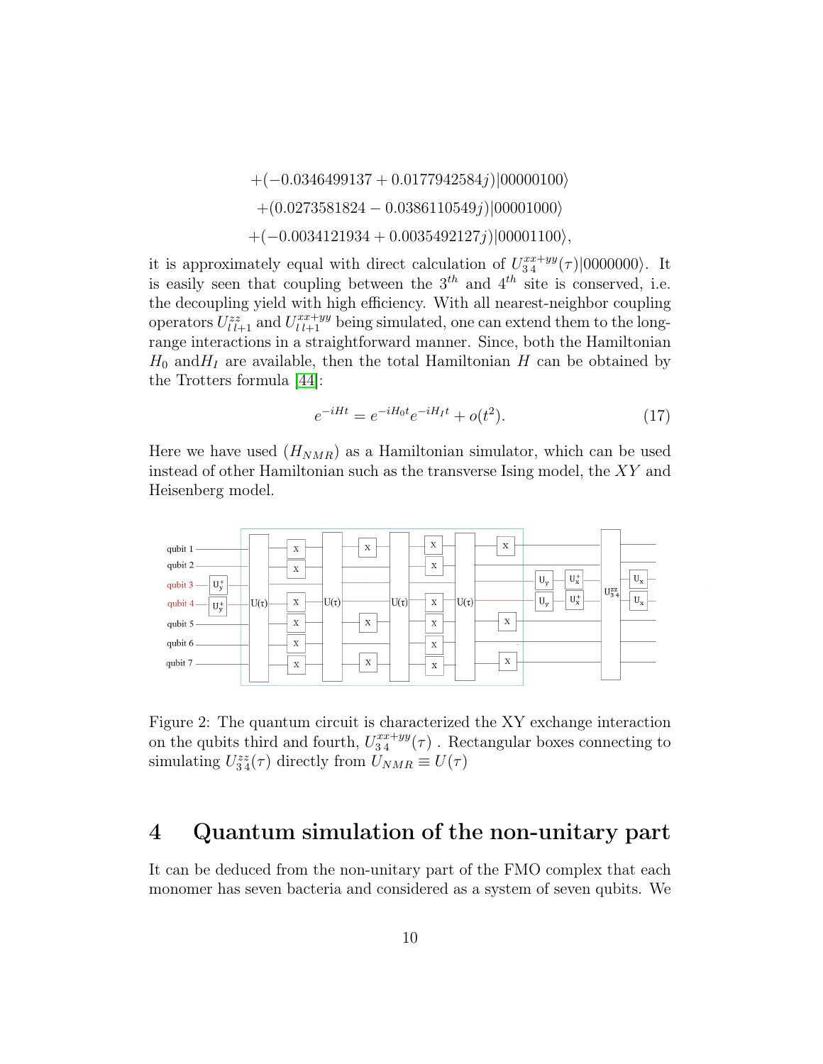$$+(-0.0346499137 + 0.0177942584j)|00000100\rangle$$

$$+(0.0273581824 - 0.0386110549j)|00001000\rangle$$

$$+(-0.0034121934 + 0.0035492127j)|00001100\rangle,$$

it is approximately equal with direct calculation of $U_{3\,4}^{xx+yy}(\tau)|0000000\rangle$. It is easily seen that coupling between the $3^{th}$ and $4^{th}$ site is conserved, i.e. the decoupling yield with high efficiency. With all nearest-neighbor coupling operators $U_{l\,l+1}^{zz}$ and $U_{l\,l+1}^{xx+yy}$ being simulated, one can extend them to the long-range interactions in a straightforward manner. Since, both the Hamiltonian $H_0$ and$H_I$ are available, then the total Hamiltonian $H$ can be obtained by the Trotters formula [44]:

$$e^{-iHt} = e^{-iH_0 t} e^{-iH_I t} + o(t^2). \tag{17}$$

Here we have used ($H_{NMR}$) as a Hamiltonian simulator, which can be used instead of other Hamiltonian such as the transverse Ising model, the $XY$ and Heisenberg model.

Figure 2: The quantum circuit is characterized the XY exchange interaction on the qubits third and fourth, $U_{3\,4}^{xx+yy}(\tau)$ . Rectangular boxes connecting to simulating $U_{3\,4}^{zz}(\tau)$ directly from $U_{NMR} \equiv U(\tau)$

# 4 Quantum simulation of the non-unitary part

It can be deduced from the non-unitary part of the FMO complex that each monomer has seven bacteria and considered as a system of seven qubits. We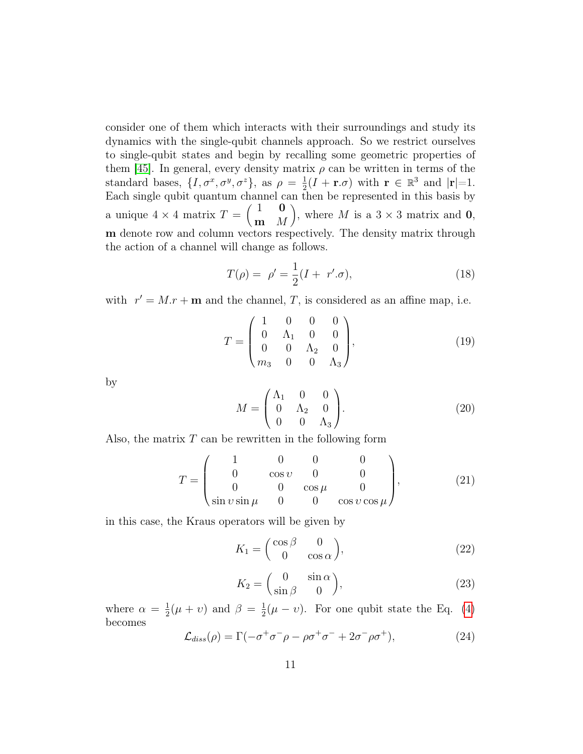consider one of them which interacts with their surroundings and study its dynamics with the single-qubit channels approach. So we restrict ourselves to single-qubit states and begin by recalling some geometric properties of them [45]. In general, every density matrix $\rho$ can be written in terms of the standard bases, $\{I, \sigma^x, \sigma^y, \sigma^z\}$, as $\rho = \frac{1}{2}(I + \mathbf{r}.\sigma)$ with $\mathbf{r} \in \mathbb{R}^3$ and $|\mathbf{r}|$=1. Each single qubit quantum channel can then be represented in this basis by a unique $4 \times 4$ matrix $T = \begin{pmatrix} 1 & \mathbf{0} \\ \mathbf{m} & M \end{pmatrix}$, where $M$ is a $3 \times 3$ matrix and $\mathbf{0}$, $\mathbf{m}$ denote row and column vectors respectively. The density matrix through the action of a channel will change as follows.

$$T(\rho) = \rho' = \frac{1}{2}(I + r'.\sigma), \tag{18}$$

with $r' = M.r + \mathbf{m}$ and the channel, $T$, is considered as an affine map, i.e.

$$T = \begin{pmatrix} 1 & 0 & 0 & 0 \\ 0 & \Lambda_1 & 0 & 0 \\ 0 & 0 & \Lambda_2 & 0 \\ m_3 & 0 & 0 & \Lambda_3 \end{pmatrix}, \tag{19}$$

by

$$M = \begin{pmatrix} \Lambda_1 & 0 & 0 \\ 0 & \Lambda_2 & 0 \\ 0 & 0 & \Lambda_3 \end{pmatrix}. \tag{20}$$

Also, the matrix $T$ can be rewritten in the following form

$$T = \begin{pmatrix} 1 & 0 & 0 & 0 \\ 0 & \cos\upsilon & 0 & 0 \\ 0 & 0 & \cos\mu & 0 \\ \sin\upsilon\sin\mu & 0 & 0 & \cos\upsilon\cos\mu \end{pmatrix}, \tag{21}$$

in this case, the Kraus operators will be given by

$$K_1 = \begin{pmatrix} \cos\beta & 0 \\ 0 & \cos\alpha \end{pmatrix}, \tag{22}$$

$$K_2 = \begin{pmatrix} 0 & \sin\alpha \\ \sin\beta & 0 \end{pmatrix}, \tag{23}$$

where $\alpha = \frac{1}{2}(\mu + \upsilon)$ and $\beta = \frac{1}{2}(\mu - \upsilon)$. For one qubit state the Eq. (4) becomes

$$\mathcal{L}_{diss}(\rho) = \Gamma(-\sigma^+\sigma^-\rho - \rho\sigma^+\sigma^- + 2\sigma^-\rho\sigma^+), \tag{24}$$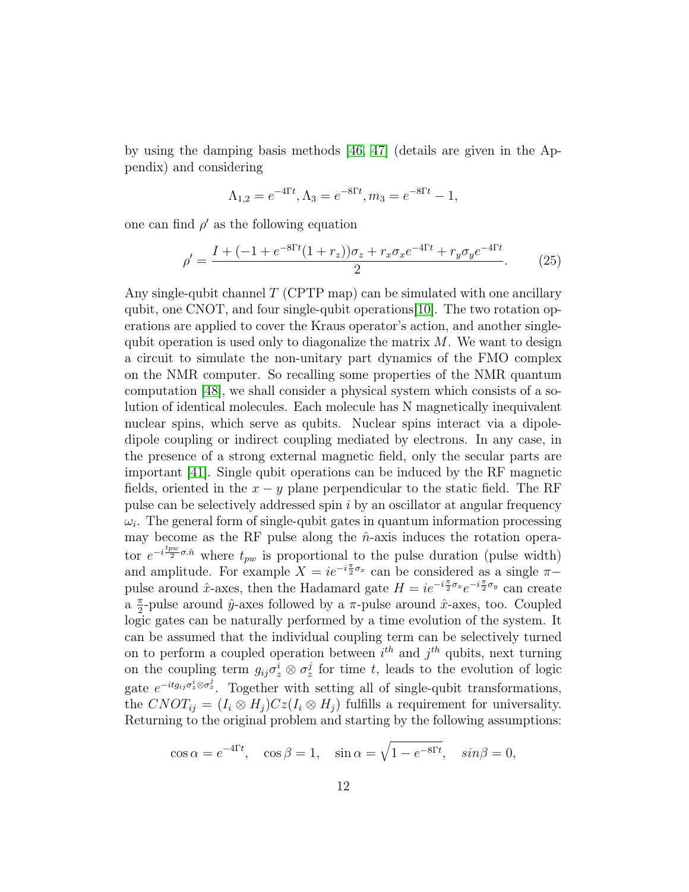by using the damping basis methods [46, 47] (details are given in the Appendix) and considering

$$\Lambda_{1,2} = e^{-4\Gamma t}, \Lambda_3 = e^{-8\Gamma t}, m_3 = e^{-8\Gamma t} - 1,$$

one can find $\rho'$ as the following equation

$$\rho' = \frac{I + (-1 + e^{-8\Gamma t}(1 + r_z))\sigma_z + r_x \sigma_x e^{-4\Gamma t} + r_y \sigma_y e^{-4\Gamma t}}{2}. \tag{25}$$

Any single-qubit channel $T$ (CPTP map) can be simulated with one ancillary qubit, one CNOT, and four single-qubit operations[10]. The two rotation operations are applied to cover the Kraus operator's action, and another single-qubit operation is used only to diagonalize the matrix $M$. We want to design a circuit to simulate the non-unitary part dynamics of the FMO complex on the NMR computer. So recalling some properties of the NMR quantum computation [48], we shall consider a physical system which consists of a solution of identical molecules. Each molecule has N magnetically inequivalent nuclear spins, which serve as qubits. Nuclear spins interact via a dipole-dipole coupling or indirect coupling mediated by electrons. In any case, in the presence of a strong external magnetic field, only the secular parts are important [41]. Single qubit operations can be induced by the RF magnetic fields, oriented in the $x-y$ plane perpendicular to the static field. The RF pulse can be selectively addressed spin $i$ by an oscillator at angular frequency $\omega_i$. The general form of single-qubit gates in quantum information processing may become as the RF pulse along the $\hat{n}$-axis induces the rotation operator $e^{-i\frac{t_{pw}}{2}\sigma.\hat{n}}$ where $t_{pw}$ is proportional to the pulse duration (pulse width) and amplitude. For example $X = ie^{-i\frac{\pi}{2}\sigma_x}$ can be considered as a single $\pi-$pulse around $\hat{x}$-axes, then the Hadamard gate $H = ie^{-i\frac{\pi}{2}\sigma_x}e^{-i\frac{\pi}{2}\sigma_y}$ can create a $\frac{\pi}{2}$-pulse around $\hat{y}$-axes followed by a $\pi$-pulse around $\hat{x}$-axes, too. Coupled logic gates can be naturally performed by a time evolution of the system. It can be assumed that the individual coupling term can be selectively turned on to perform a coupled operation between $i^{th}$ and $j^{th}$ qubits, next turning on the coupling term $g_{ij}\sigma_z^i \otimes \sigma_z^j$ for time $t$, leads to the evolution of logic gate $e^{-itg_{ij}\sigma_z^i \otimes \sigma_z^j}$. Together with setting all of single-qubit transformations, the $CNOT_{ij} = (I_i \otimes H_j)Cz(I_i \otimes H_j)$ fulfills a requirement for universality. Returning to the original problem and starting by the following assumptions:

$$\cos\alpha = e^{-4\Gamma t}, \quad \cos\beta = 1, \quad \sin\alpha = \sqrt{1 - e^{-8\Gamma t}}, \quad sin\beta = 0,$$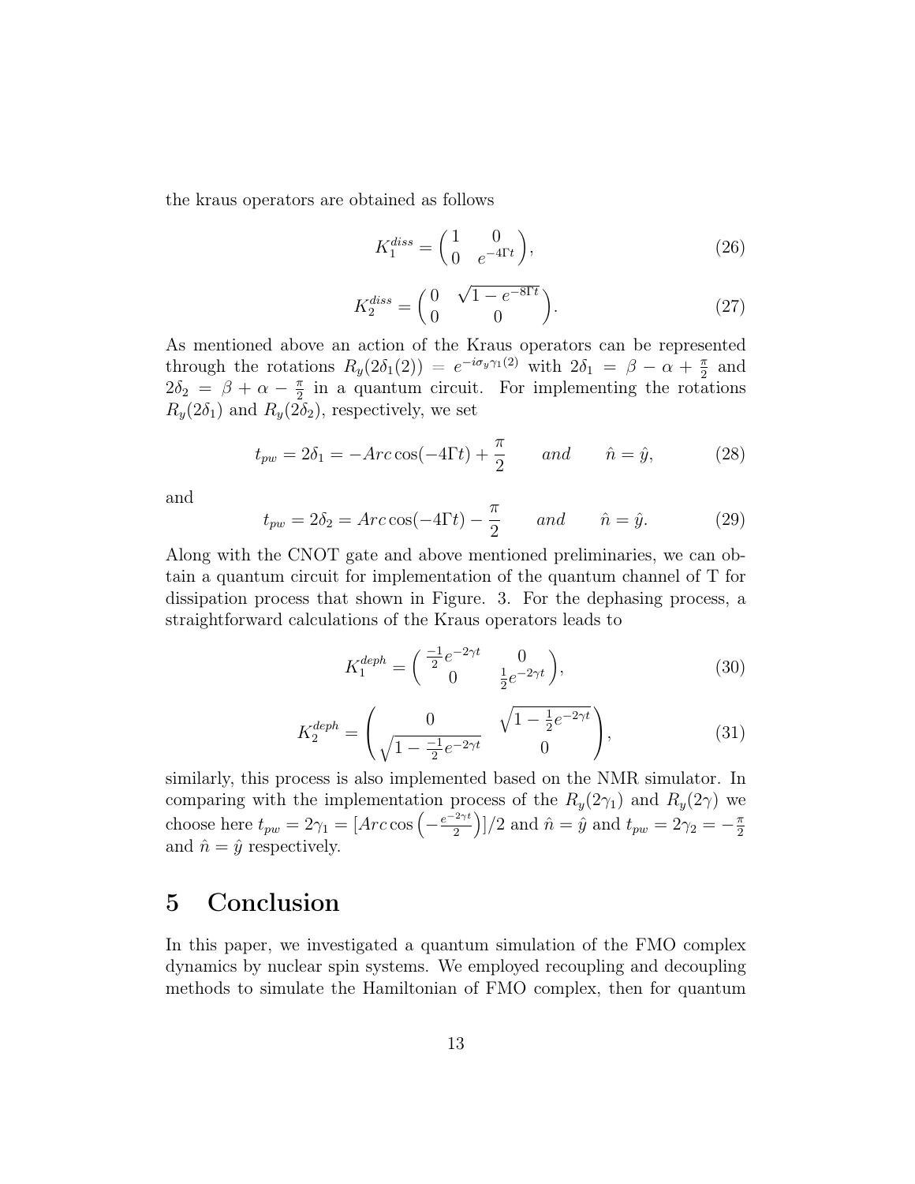the kraus operators are obtained as follows

$$K_1^{diss} = \begin{pmatrix} 1 & 0 \\ 0 & e^{-4\Gamma t} \end{pmatrix}, \tag{26}$$

$$K_2^{diss} = \begin{pmatrix} 0 & \sqrt{1-e^{-8\Gamma t}} \\ 0 & 0 \end{pmatrix}. \tag{27}$$

As mentioned above an action of the Kraus operators can be represented through the rotations $R_y(2\delta_1(2)) = e^{-i\sigma_y \gamma_1(2)}$ with $2\delta_1 = \beta - \alpha + \frac{\pi}{2}$ and $2\delta_2 = \beta + \alpha - \frac{\pi}{2}$ in a quantum circuit. For implementing the rotations $R_y(2\delta_1)$ and $R_y(2\delta_2)$, respectively, we set

$$t_{pw} = 2\delta_1 = -Arc\cos(-4\Gamma t) + \frac{\pi}{2} \qquad and \qquad \hat{n} = \hat{y}, \tag{28}$$

and

$$t_{pw} = 2\delta_2 = Arc\cos(-4\Gamma t) - \frac{\pi}{2} \qquad and \qquad \hat{n} = \hat{y}. \tag{29}$$

Along with the CNOT gate and above mentioned preliminaries, we can obtain a quantum circuit for implementation of the quantum channel of T for dissipation process that shown in Figure. 3. For the dephasing process, a straightforward calculations of the Kraus operators leads to

$$K_1^{deph} = \begin{pmatrix} \frac{-1}{2}e^{-2\gamma t} & 0 \\ 0 & \frac{1}{2}e^{-2\gamma t} \end{pmatrix}, \tag{30}$$

$$K_2^{deph} = \begin{pmatrix} 0 & \sqrt{1-\frac{1}{2}e^{-2\gamma t}} \\ \sqrt{1-\frac{-1}{2}e^{-2\gamma t}} & 0 \end{pmatrix}, \tag{31}$$

similarly, this process is also implemented based on the NMR simulator. In comparing with the implementation process of the $R_y(2\gamma_1)$ and $R_y(2\gamma)$ we choose here $t_{pw} = 2\gamma_1 = [Arc\cos\left(-\frac{e^{-2\gamma t}}{2}\right)]/2$ and $\hat{n} = \hat{y}$ and $t_{pw} = 2\gamma_2 = -\frac{\pi}{2}$ and $\hat{n} = \hat{y}$ respectively.

# 5 Conclusion

In this paper, we investigated a quantum simulation of the FMO complex dynamics by nuclear spin systems. We employed recoupling and decoupling methods to simulate the Hamiltonian of FMO complex, then for quantum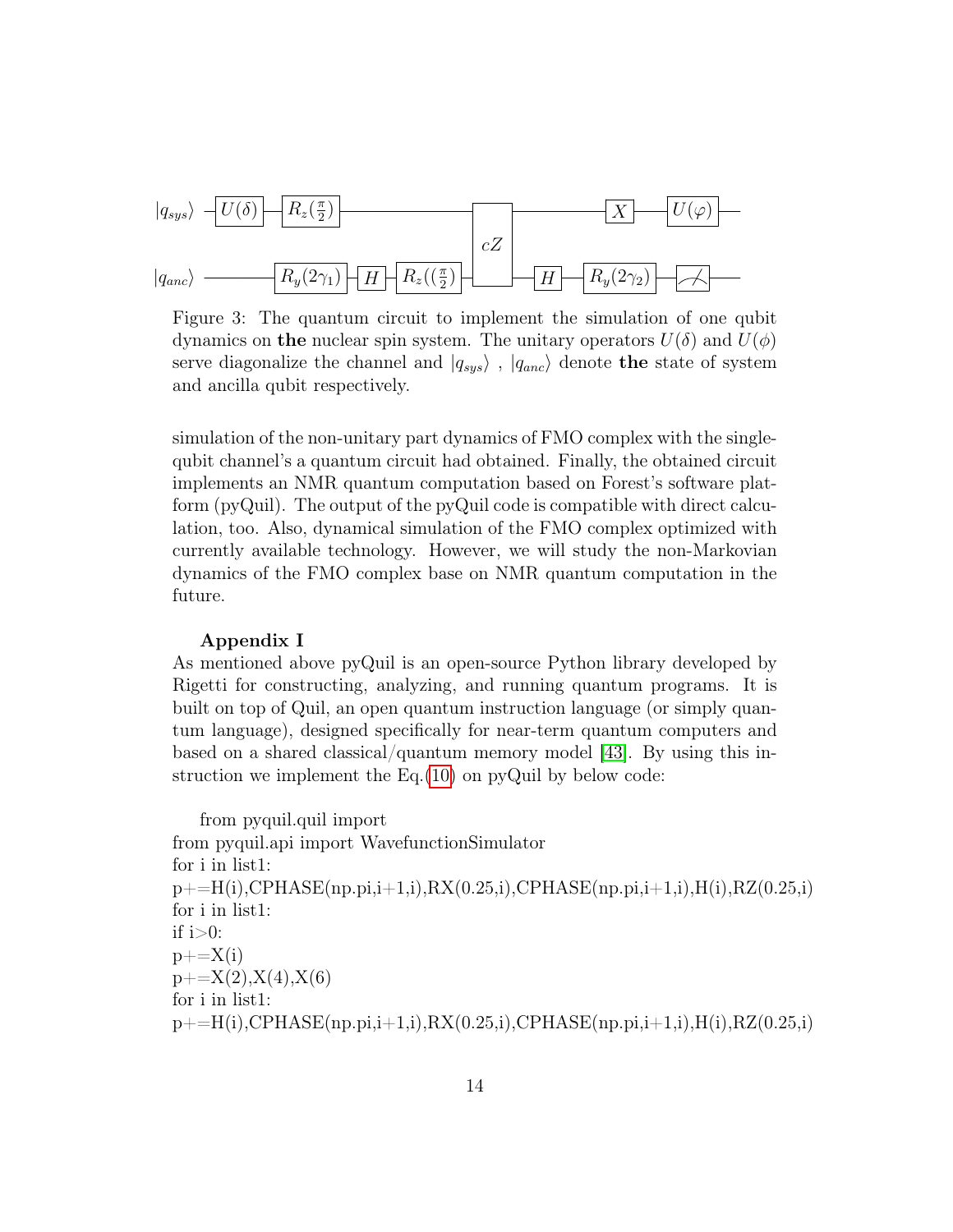Figure 3: The quantum circuit to implement the simulation of one qubit dynamics on **the** nuclear spin system. The unitary operators $U(\delta)$ and $U(\phi)$ serve diaganolize the channel and $|q_{sys}\rangle$ , $|q_{anc}\rangle$ denote **the** state of system and ancilla qubit respectively.

simulation of the non-unitary part dynamics of FMO complex with the single-qubit channel's a quantum circuit had obtained. Finally, the obtained circuit implements an NMR quantum computation based on Forest's software platform (pyQuil). The output of the pyQuil code is compatible with direct calculation, too. Also, dynamical simulation of the FMO complex optimized with currently available technology. However, we will study the non-Markovian dynamics of the FMO complex base on NMR quantum computation in the future.

**Appendix I**

As mentioned above pyQuil is an open-source Python library developed by Rigetti for constructing, analyzing, and running quantum programs. It is built on top of Quil, an open quantum instruction language (or simply quantum language), designed specifically for near-term quantum computers and based on a shared classical/quantum memory model [43]. By using this instruction we implement the Eq.(10) on pyQuil by below code:

```
from pyquil.quil import
from pyquil.api import WavefunctionSimulator
for i in list1:
p+=H(i),CPHASE(np.pi,i+1,i),RX(0.25,i),CPHASE(np.pi,i+1,i),H(i),RZ(0.25,i)
for i in list1:
if i>0:
p+=X(i)
p+=X(2),X(4),X(6)
for i in list1:
p+=H(i),CPHASE(np.pi,i+1,i),RX(0.25,i),CPHASE(np.pi,i+1,i),H(i),RZ(0.25,i)
```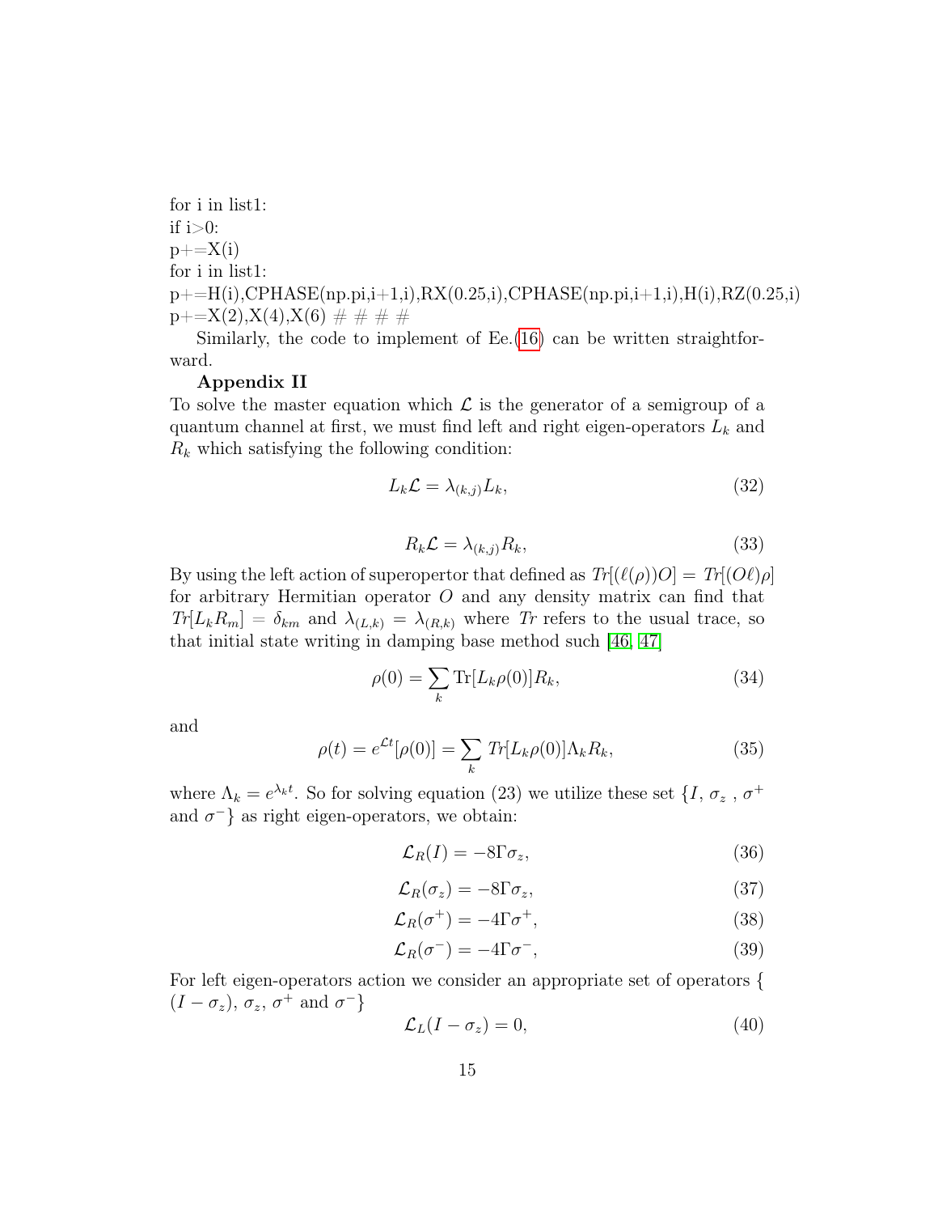```
for i in list1:
if i>0:
p+=X(i)
for i in list1:
p+=H(i),CPHASE(np.pi,i+1,i),RX(0.25,i),CPHASE(np.pi,i+1,i),H(i),RZ(0.25,i)
p+=X(2),X(4),X(6) # # # #
```

Similarly, the code to implement of Ee.(16) can be written straightforward.

**Appendix II**

To solve the master equation which $\mathcal{L}$ is the generator of a semigroup of a quantum channel at first, we must find left and right eigen-operators $L_k$ and $R_k$ which satisfying the following condition:

$$L_k\mathcal{L} = \lambda_{(k,j)}L_k, \tag{32}$$

$$R_k\mathcal{L} = \lambda_{(k,j)}R_k, \tag{33}$$

By using the left action of superopertor that defined as $Tr[(\ell(\rho))O] = Tr[(O\ell)\rho]$ for arbitrary Hermitian operator $O$ and any density matrix can find that $Tr[L_kR_m] = \delta_{km}$ and $\lambda_{(L,k)} = \lambda_{(R,k)}$ where $Tr$ refers to the usual trace, so that initial state writing in damping base method such [46, 47]

$$\rho(0) = \sum_k \mathrm{Tr}[L_k\rho(0)]R_k, \tag{34}$$

and

$$\rho(t) = e^{\mathcal{L}t}[\rho(0)] = \sum_k Tr[L_k\rho(0)]\Lambda_kR_k, \tag{35}$$

where $\Lambda_k = e^{\lambda_k t}$. So for solving equation (23) we utilize these set $\{I, \sigma_z, \sigma^+$ and $\sigma^-\}$ as right eigen-operators, we obtain:

$$\mathcal{L}_R(I) = -8\Gamma\sigma_z, \tag{36}$$

$$\mathcal{L}_R(\sigma_z) = -8\Gamma\sigma_z, \tag{37}$$

$$\mathcal{L}_R(\sigma^+) = -4\Gamma\sigma^+, \tag{38}$$

$$\mathcal{L}_R(\sigma^-) = -4\Gamma\sigma^-, \tag{39}$$

For left eigen-operators action we consider an appropriate set of operators $\{(I - \sigma_z), \sigma_z, \sigma^+$ and $\sigma^-\}$

$$\mathcal{L}_L(I - \sigma_z) = 0, \tag{40}$$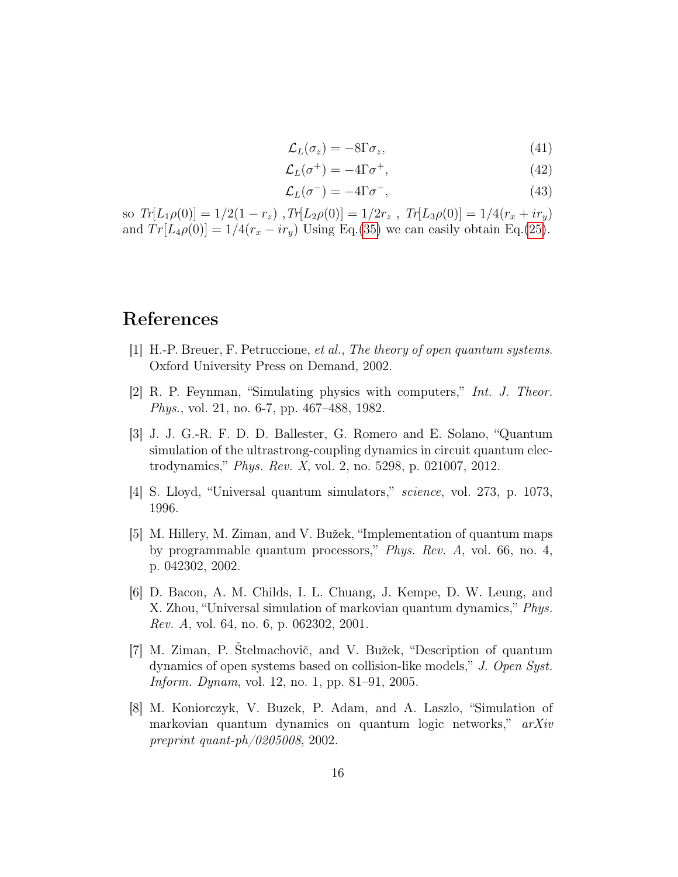$$\mathcal{L}_L(\sigma_z) = -8\Gamma\sigma_z, \tag{41}$$

$$\mathcal{L}_L(\sigma^+) = -4\Gamma\sigma^+, \tag{42}$$

$$\mathcal{L}_L(\sigma^-) = -4\Gamma\sigma^-, \tag{43}$$

so $Tr[L_1\rho(0)] = 1/2(1 - r_z)$ ,$Tr[L_2\rho(0)] = 1/2r_z$ , $Tr[L_3\rho(0)] = 1/4(r_x + ir_y)$ and $Tr[L_4\rho(0)] = 1/4(r_x - ir_y)$ Using Eq.(35) we can easily obtain Eq.(25).

# References

[1] H.-P. Breuer, F. Petruccione, *et al.*, *The theory of open quantum systems*. Oxford University Press on Demand, 2002.

[2] R. P. Feynman, "Simulating physics with computers," *Int. J. Theor. Phys.*, vol. 21, no. 6-7, pp. 467–488, 1982.

[3] J. J. G.-R. F. D. D. Ballester, G. Romero and E. Solano, "Quantum simulation of the ultrastrong-coupling dynamics in circuit quantum electrodynamics," *Phys. Rev. X*, vol. 2, no. 5298, p. 021007, 2012.

[4] S. Lloyd, "Universal quantum simulators," *science*, vol. 273, p. 1073, 1996.

[5] M. Hillery, M. Ziman, and V. Bužek, "Implementation of quantum maps by programmable quantum processors," *Phys. Rev. A*, vol. 66, no. 4, p. 042302, 2002.

[6] D. Bacon, A. M. Childs, I. L. Chuang, J. Kempe, D. W. Leung, and X. Zhou, "Universal simulation of markovian quantum dynamics," *Phys. Rev. A*, vol. 64, no. 6, p. 062302, 2001.

[7] M. Ziman, P. Štelmachovič, and V. Bužek, "Description of quantum dynamics of open systems based on collision-like models," *J. Open Syst. Inform. Dynam*, vol. 12, no. 1, pp. 81–91, 2005.

[8] M. Koniorczyk, V. Buzek, P. Adam, and A. Laszlo, "Simulation of markovian quantum dynamics on quantum logic networks," *arXiv preprint quant-ph/0205008*, 2002.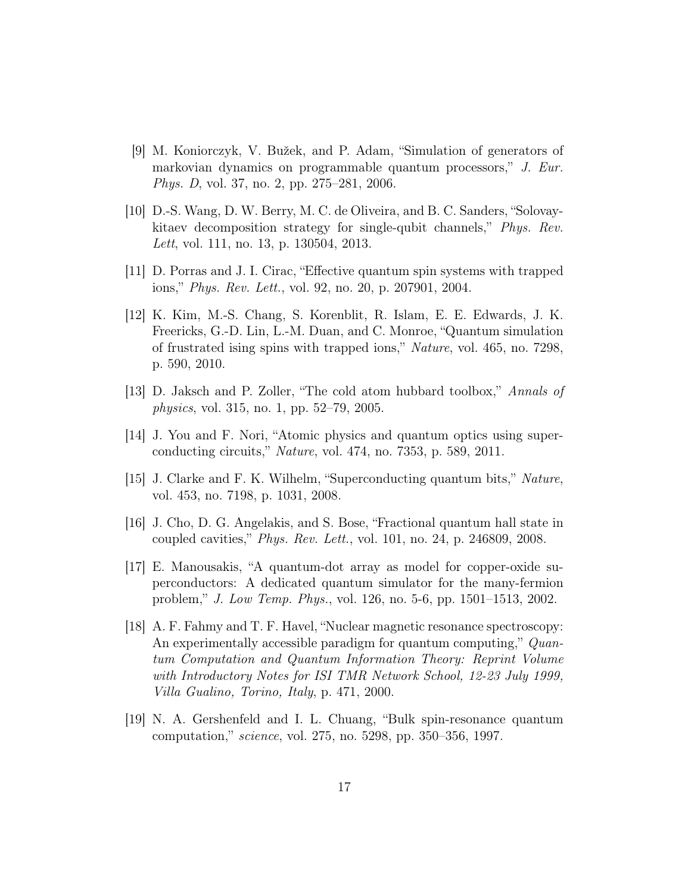[9] M. Koniorczyk, V. Bužek, and P. Adam, “Simulation of generators of markovian dynamics on programmable quantum processors,” *J. Eur. Phys. D*, vol. 37, no. 2, pp. 275–281, 2006.

[10] D.-S. Wang, D. W. Berry, M. C. de Oliveira, and B. C. Sanders, “Solovay-kitaev decomposition strategy for single-qubit channels,” *Phys. Rev. Lett*, vol. 111, no. 13, p. 130504, 2013.

[11] D. Porras and J. I. Cirac, “Effective quantum spin systems with trapped ions,” *Phys. Rev. Lett.*, vol. 92, no. 20, p. 207901, 2004.

[12] K. Kim, M.-S. Chang, S. Korenblit, R. Islam, E. E. Edwards, J. K. Freericks, G.-D. Lin, L.-M. Duan, and C. Monroe, “Quantum simulation of frustrated ising spins with trapped ions,” *Nature*, vol. 465, no. 7298, p. 590, 2010.

[13] D. Jaksch and P. Zoller, “The cold atom hubbard toolbox,” *Annals of physics*, vol. 315, no. 1, pp. 52–79, 2005.

[14] J. You and F. Nori, “Atomic physics and quantum optics using superconducting circuits,” *Nature*, vol. 474, no. 7353, p. 589, 2011.

[15] J. Clarke and F. K. Wilhelm, “Superconducting quantum bits,” *Nature*, vol. 453, no. 7198, p. 1031, 2008.

[16] J. Cho, D. G. Angelakis, and S. Bose, “Fractional quantum hall state in coupled cavities,” *Phys. Rev. Lett.*, vol. 101, no. 24, p. 246809, 2008.

[17] E. Manousakis, “A quantum-dot array as model for copper-oxide superconductors: A dedicated quantum simulator for the many-fermion problem,” *J. Low Temp. Phys.*, vol. 126, no. 5-6, pp. 1501–1513, 2002.

[18] A. F. Fahmy and T. F. Havel, “Nuclear magnetic resonance spectroscopy: An experimentally accessible paradigm for quantum computing,” *Quantum Computation and Quantum Information Theory: Reprint Volume with Introductory Notes for ISI TMR Network School, 12-23 July 1999, Villa Gualino, Torino, Italy*, p. 471, 2000.

[19] N. A. Gershenfeld and I. L. Chuang, “Bulk spin-resonance quantum computation,” *science*, vol. 275, no. 5298, pp. 350–356, 1997.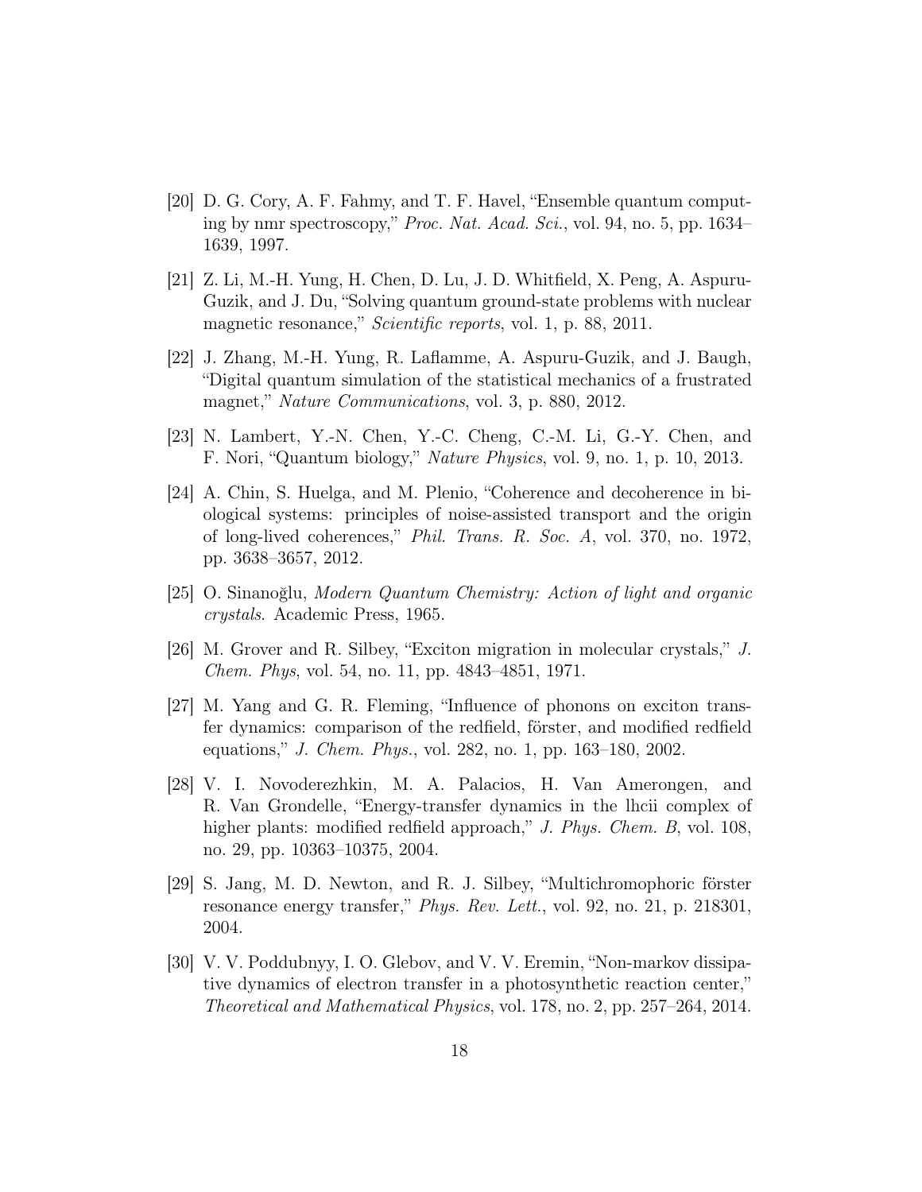[20] D. G. Cory, A. F. Fahmy, and T. F. Havel, "Ensemble quantum computing by nmr spectroscopy," *Proc. Nat. Acad. Sci.*, vol. 94, no. 5, pp. 1634–1639, 1997.

[21] Z. Li, M.-H. Yung, H. Chen, D. Lu, J. D. Whitfield, X. Peng, A. Aspuru-Guzik, and J. Du, "Solving quantum ground-state problems with nuclear magnetic resonance," *Scientific reports*, vol. 1, p. 88, 2011.

[22] J. Zhang, M.-H. Yung, R. Laflamme, A. Aspuru-Guzik, and J. Baugh, "Digital quantum simulation of the statistical mechanics of a frustrated magnet," *Nature Communications*, vol. 3, p. 880, 2012.

[23] N. Lambert, Y.-N. Chen, Y.-C. Cheng, C.-M. Li, G.-Y. Chen, and F. Nori, "Quantum biology," *Nature Physics*, vol. 9, no. 1, p. 10, 2013.

[24] A. Chin, S. Huelga, and M. Plenio, "Coherence and decoherence in biological systems: principles of noise-assisted transport and the origin of long-lived coherences," *Phil. Trans. R. Soc. A*, vol. 370, no. 1972, pp. 3638–3657, 2012.

[25] O. Sinanoğlu, *Modern Quantum Chemistry: Action of light and organic crystals*. Academic Press, 1965.

[26] M. Grover and R. Silbey, "Exciton migration in molecular crystals," *J. Chem. Phys*, vol. 54, no. 11, pp. 4843–4851, 1971.

[27] M. Yang and G. R. Fleming, "Influence of phonons on exciton transfer dynamics: comparison of the redfield, förster, and modified redfield equations," *J. Chem. Phys.*, vol. 282, no. 1, pp. 163–180, 2002.

[28] V. I. Novoderezhkin, M. A. Palacios, H. Van Amerongen, and R. Van Grondelle, "Energy-transfer dynamics in the lhcii complex of higher plants: modified redfield approach," *J. Phys. Chem. B*, vol. 108, no. 29, pp. 10363–10375, 2004.

[29] S. Jang, M. D. Newton, and R. J. Silbey, "Multichromophoric förster resonance energy transfer," *Phys. Rev. Lett.*, vol. 92, no. 21, p. 218301, 2004.

[30] V. V. Poddubnyy, I. O. Glebov, and V. V. Eremin, "Non-markov dissipative dynamics of electron transfer in a photosynthetic reaction center," *Theoretical and Mathematical Physics*, vol. 178, no. 2, pp. 257–264, 2014.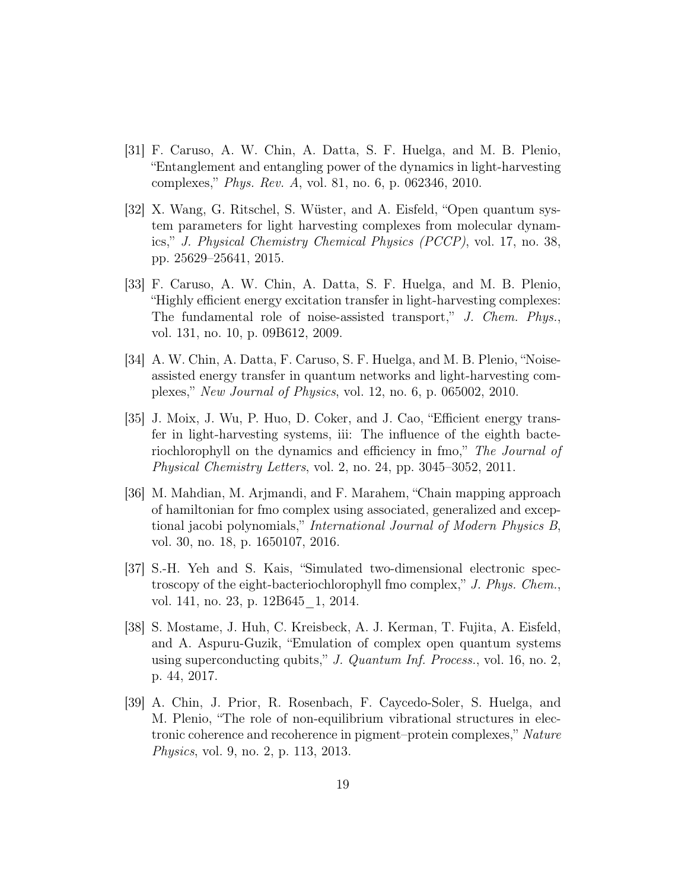[31] F. Caruso, A. W. Chin, A. Datta, S. F. Huelga, and M. B. Plenio, "Entanglement and entangling power of the dynamics in light-harvesting complexes," *Phys. Rev. A*, vol. 81, no. 6, p. 062346, 2010.

[32] X. Wang, G. Ritschel, S. Wüster, and A. Eisfeld, "Open quantum system parameters for light harvesting complexes from molecular dynamics," *J. Physical Chemistry Chemical Physics (PCCP)*, vol. 17, no. 38, pp. 25629–25641, 2015.

[33] F. Caruso, A. W. Chin, A. Datta, S. F. Huelga, and M. B. Plenio, "Highly efficient energy excitation transfer in light-harvesting complexes: The fundamental role of noise-assisted transport," *J. Chem. Phys.*, vol. 131, no. 10, p. 09B612, 2009.

[34] A. W. Chin, A. Datta, F. Caruso, S. F. Huelga, and M. B. Plenio, "Noise-assisted energy transfer in quantum networks and light-harvesting complexes," *New Journal of Physics*, vol. 12, no. 6, p. 065002, 2010.

[35] J. Moix, J. Wu, P. Huo, D. Coker, and J. Cao, "Efficient energy transfer in light-harvesting systems, iii: The influence of the eighth bacteriochlorophyll on the dynamics and efficiency in fmo," *The Journal of Physical Chemistry Letters*, vol. 2, no. 24, pp. 3045–3052, 2011.

[36] M. Mahdian, M. Arjmandi, and F. Marahem, "Chain mapping approach of hamiltonian for fmo complex using associated, generalized and exceptional jacobi polynomials," *International Journal of Modern Physics B*, vol. 30, no. 18, p. 1650107, 2016.

[37] S.-H. Yeh and S. Kais, "Simulated two-dimensional electronic spectroscopy of the eight-bacteriochlorophyll fmo complex," *J. Phys. Chem.*, vol. 141, no. 23, p. 12B645_1, 2014.

[38] S. Mostame, J. Huh, C. Kreisbeck, A. J. Kerman, T. Fujita, A. Eisfeld, and A. Aspuru-Guzik, "Emulation of complex open quantum systems using superconducting qubits," *J. Quantum Inf. Process.*, vol. 16, no. 2, p. 44, 2017.

[39] A. Chin, J. Prior, R. Rosenbach, F. Caycedo-Soler, S. Huelga, and M. Plenio, "The role of non-equilibrium vibrational structures in electronic coherence and recoherence in pigment–protein complexes," *Nature Physics*, vol. 9, no. 2, p. 113, 2013.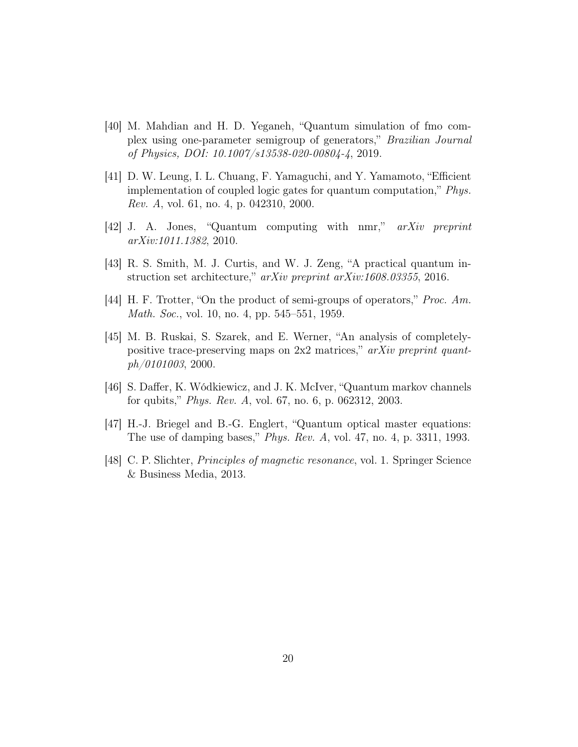[40] M. Mahdian and H. D. Yeganeh, "Quantum simulation of fmo complex using one-parameter semigroup of generators," *Brazilian Journal of Physics, DOI: 10.1007/s13538-020-00804-4*, 2019.

[41] D. W. Leung, I. L. Chuang, F. Yamaguchi, and Y. Yamamoto, "Efficient implementation of coupled logic gates for quantum computation," *Phys. Rev. A*, vol. 61, no. 4, p. 042310, 2000.

[42] J. A. Jones, "Quantum computing with nmr," *arXiv preprint arXiv:1011.1382*, 2010.

[43] R. S. Smith, M. J. Curtis, and W. J. Zeng, "A practical quantum instruction set architecture," *arXiv preprint arXiv:1608.03355*, 2016.

[44] H. F. Trotter, "On the product of semi-groups of operators," *Proc. Am. Math. Soc.*, vol. 10, no. 4, pp. 545–551, 1959.

[45] M. B. Ruskai, S. Szarek, and E. Werner, "An analysis of completely-positive trace-preserving maps on 2x2 matrices," *arXiv preprint quant-ph/0101003*, 2000.

[46] S. Daffer, K. Wódkiewicz, and J. K. McIver, "Quantum markov channels for qubits," *Phys. Rev. A*, vol. 67, no. 6, p. 062312, 2003.

[47] H.-J. Briegel and B.-G. Englert, "Quantum optical master equations: The use of damping bases," *Phys. Rev. A*, vol. 47, no. 4, p. 3311, 1993.

[48] C. P. Slichter, *Principles of magnetic resonance*, vol. 1. Springer Science & Business Media, 2013.